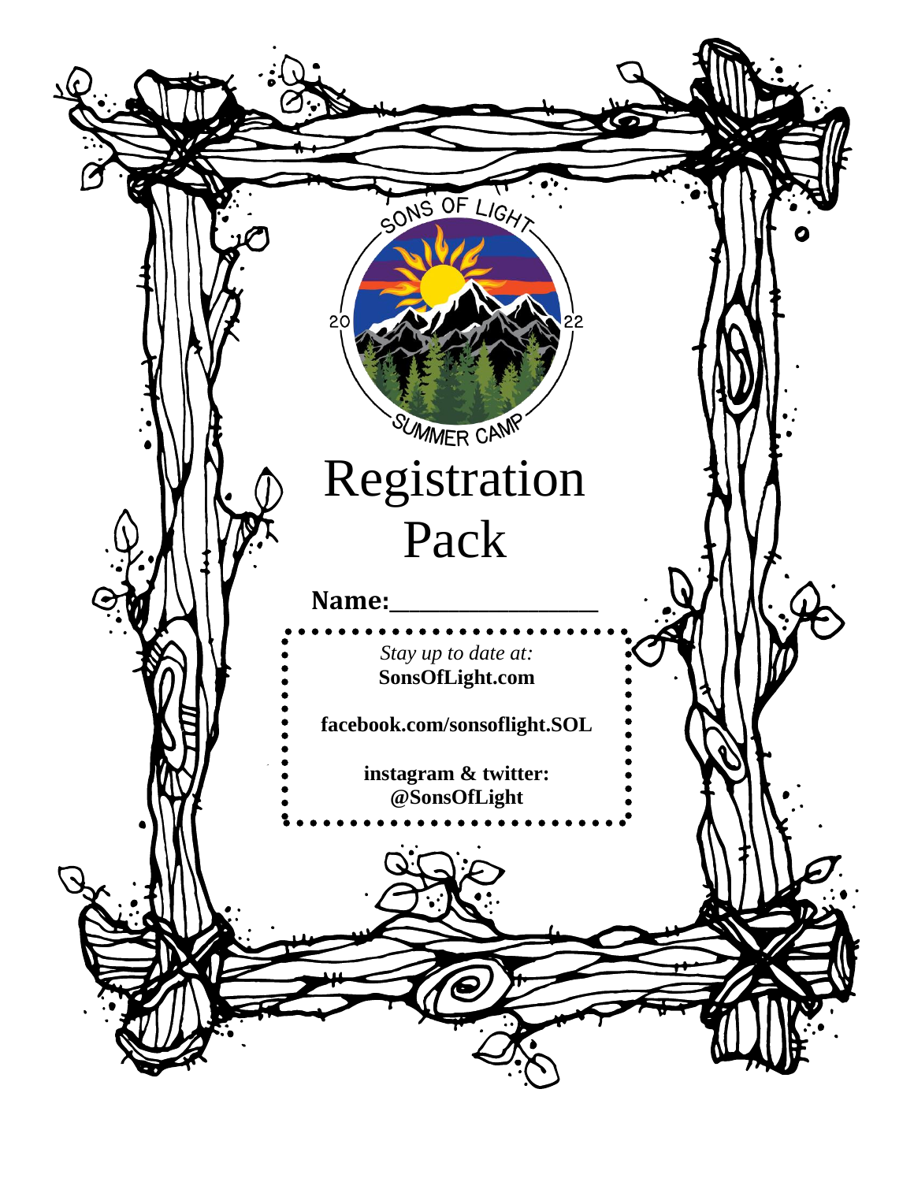SONS OF LIGHT

2022

SUMMER CAMP

# Registration Pack

**Name:________________**

*Stay up to date at:*
**SonsOfLight.com**

**facebook.com/sonsoflight.SOL**

**instagram & twitter:**
**@SonsOfLight**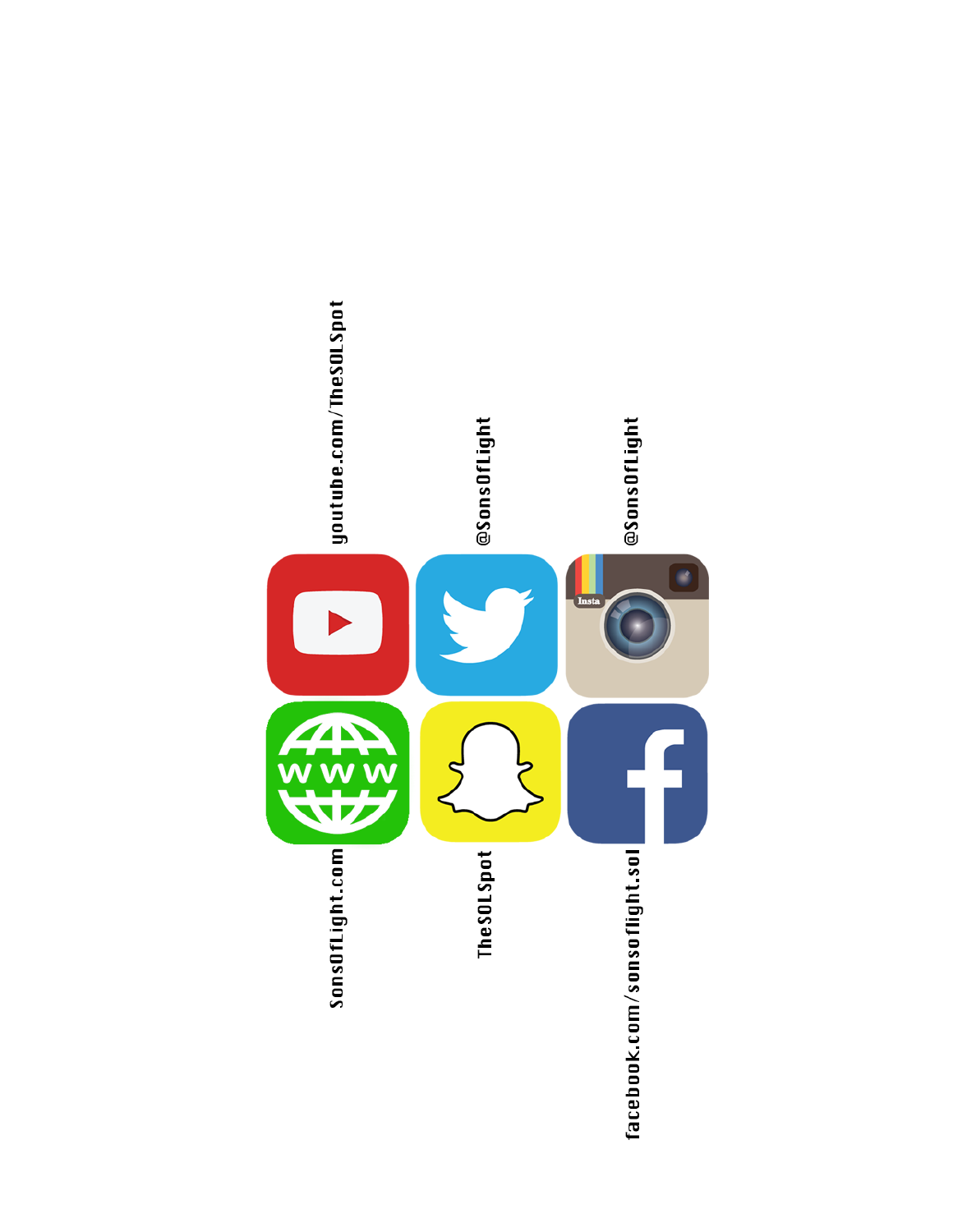youtube.com/TheSOLSpot

@SonsOfLight

@SonsOfLight

SonsOfLight.com

TheSOLSpot

facebook.com/sonsoflight.sol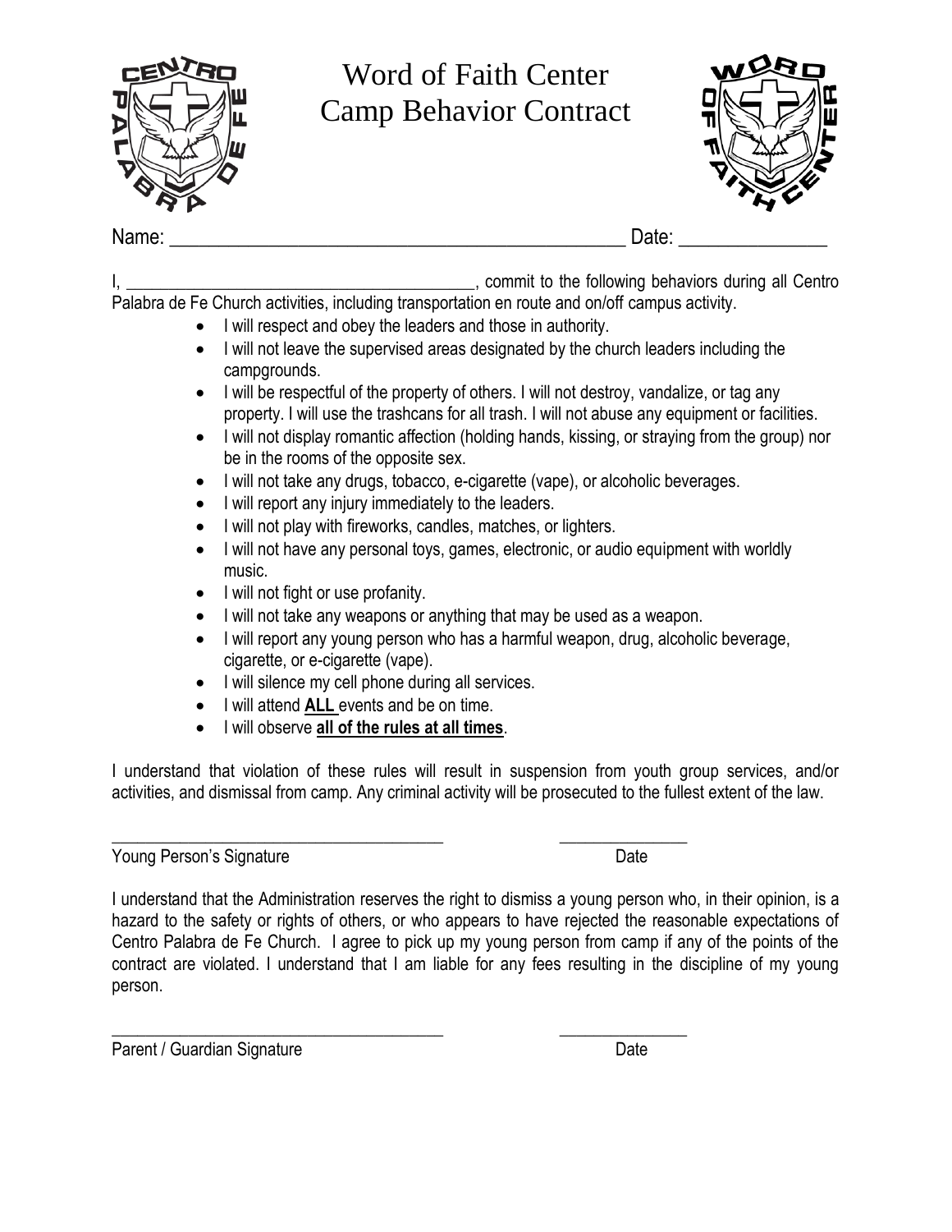# Word of Faith Center
# Camp Behavior Contract

Name: _______________________________________________ Date: _______________

I, ________________________________________, commit to the following behaviors during all Centro Palabra de Fe Church activities, including transportation en route and on/off campus activity.

- I will respect and obey the leaders and those in authority.
- I will not leave the supervised areas designated by the church leaders including the campgrounds.
- I will be respectful of the property of others. I will not destroy, vandalize, or tag any property. I will use the trashcans for all trash. I will not abuse any equipment or facilities.
- I will not display romantic affection (holding hands, kissing, or straying from the group) nor be in the rooms of the opposite sex.
- I will not take any drugs, tobacco, e-cigarette (vape), or alcoholic beverages.
- I will report any injury immediately to the leaders.
- I will not play with fireworks, candles, matches, or lighters.
- I will not have any personal toys, games, electronic, or audio equipment with worldly music.
- I will not fight or use profanity.
- I will not take any weapons or anything that may be used as a weapon.
- I will report any young person who has a harmful weapon, drug, alcoholic beverage, cigarette, or e-cigarette (vape).
- I will silence my cell phone during all services.
- I will attend **ALL** events and be on time.
- I will observe **all of the rules at all times**.

I understand that violation of these rules will result in suspension from youth group services, and/or activities, and dismissal from camp. Any criminal activity will be prosecuted to the fullest extent of the law.

________________________________________ _______________

Young Person's Signature Date

I understand that the Administration reserves the right to dismiss a young person who, in their opinion, is a hazard to the safety or rights of others, or who appears to have rejected the reasonable expectations of Centro Palabra de Fe Church. I agree to pick up my young person from camp if any of the points of the contract are violated. I understand that I am liable for any fees resulting in the discipline of my young person.

________________________________________ _______________

Parent / Guardian Signature Date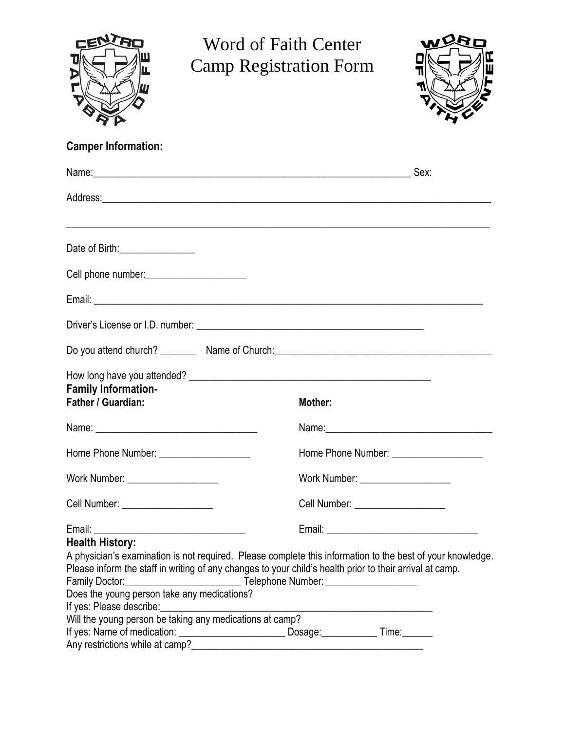# Word of Faith Center
# Camp Registration Form

**Camper Information:**

Name:_______________________________________________________________ Sex:

Address:_____________________________________________________________________________

_____________________________________________________________________________________

Date of Birth:_______________

Cell phone number:___________________

Email: ______________________________________________________________________________

Driver's License or I.D. number: ____________________________________________

Do you attend church? _______ Name of Church:__________________________________________

How long have you attended? _______________________________________________

**Family Information-**

**Father / Guardian:**

Name: ________________________________

Home Phone Number: _________________

Work Number: _________________

Cell Number: _________________

Email: ______________________________

**Mother:**

Name:________________________________

Home Phone Number: _________________

Work Number: _________________

Cell Number: _________________

Email: ______________________________

**Health History:**

A physician's examination is not required. Please complete this information to the best of your knowledge. Please inform the staff in writing of any changes to your child's health prior to their arrival at camp.

Family Doctor:______________________ Telephone Number: _________________

Does the young person take any medications?

If yes: Please describe:_______________________________________________________

Will the young person be taking any medications at camp?

If yes: Name of medication: ____________________ Dosage:__________ Time:______

Any restrictions while at camp?_____________________________________________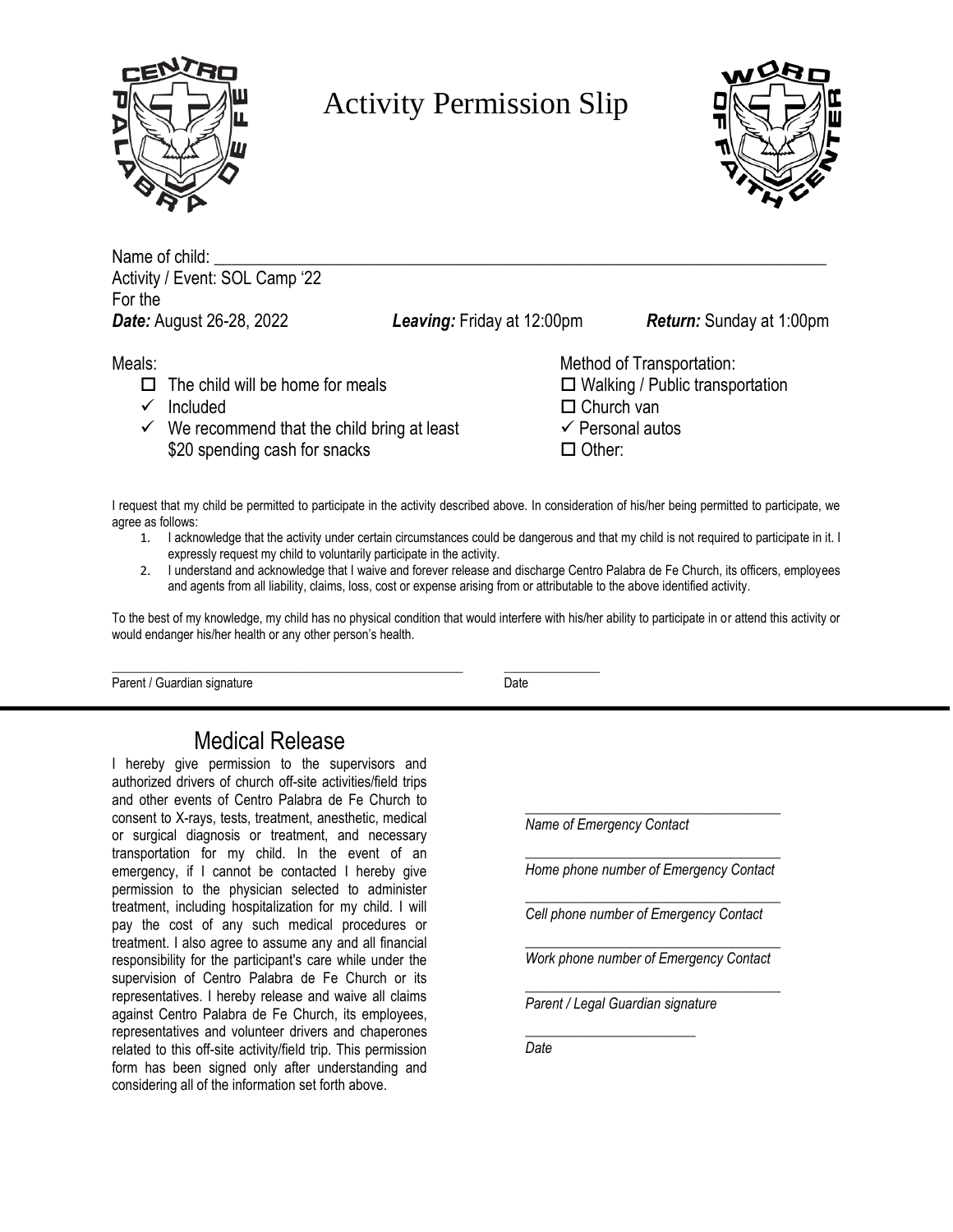# Activity Permission Slip

Name of child: \_\_\_\_\_\_\_\_\_\_\_\_\_\_\_\_\_\_\_\_\_\_\_\_\_\_\_\_\_\_\_\_\_\_\_\_\_\_\_\_\_\_\_\_\_\_\_\_\_\_\_\_\_\_\_\_\_\_\_\_\_\_\_\_

Activity / Event: SOL Camp '22

For the

***Date:*** August 26-28, 2022 ***Leaving:*** Friday at 12:00pm ***Return:*** Sunday at 1:00pm

Meals:

- ☐ The child will be home for meals
- ✓ Included
- ✓ We recommend that the child bring at least $20 spending cash for snacks

Method of Transportation:

- ☐ Walking / Public transportation
- ☐ Church van
- ✓ Personal autos
- ☐ Other:

I request that my child be permitted to participate in the activity described above. In consideration of his/her being permitted to participate, we agree as follows:

1. I acknowledge that the activity under certain circumstances could be dangerous and that my child is not required to participate in it. I expressly request my child to voluntarily participate in the activity.
2. I understand and acknowledge that I waive and forever release and discharge Centro Palabra de Fe Church, its officers, employees and agents from all liability, claims, loss, cost or expense arising from or attributable to the above identified activity.

To the best of my knowledge, my child has no physical condition that would interfere with his/her ability to participate in or attend this activity or would endanger his/her health or any other person's health.

\_\_\_\_\_\_\_\_\_\_\_\_\_\_\_\_\_\_\_\_\_\_\_\_\_\_\_\_\_\_\_\_\_\_\_\_\_\_\_\_ \_\_\_\_\_\_\_\_\_\_\_\_\_\_

Parent / Guardian signature Date

---

## Medical Release

I hereby give permission to the supervisors and authorized drivers of church off-site activities/field trips and other events of Centro Palabra de Fe Church to consent to X-rays, tests, treatment, anesthetic, medical or surgical diagnosis or treatment, and necessary transportation for my child. In the event of an emergency, if I cannot be contacted I hereby give permission to the physician selected to administer treatment, including hospitalization for my child. I will pay the cost of any such medical procedures or treatment. I also agree to assume any and all financial responsibility for the participant's care while under the supervision of Centro Palabra de Fe Church or its representatives. I hereby release and waive all claims against Centro Palabra de Fe Church, its employees, representatives and volunteer drivers and chaperones related to this off-site activity/field trip. This permission form has been signed only after understanding and considering all of the information set forth above.

\_\_\_\_\_\_\_\_\_\_\_\_\_\_\_\_\_\_\_\_\_\_\_\_\_\_\_\_\_\_\_\_

*Name of Emergency Contact*

\_\_\_\_\_\_\_\_\_\_\_\_\_\_\_\_\_\_\_\_\_\_\_\_\_\_\_\_\_\_\_\_

*Home phone number of Emergency Contact*

\_\_\_\_\_\_\_\_\_\_\_\_\_\_\_\_\_\_\_\_\_\_\_\_\_\_\_\_\_\_\_\_

*Cell phone number of Emergency Contact*

\_\_\_\_\_\_\_\_\_\_\_\_\_\_\_\_\_\_\_\_\_\_\_\_\_\_\_\_\_\_\_\_

*Work phone number of Emergency Contact*

\_\_\_\_\_\_\_\_\_\_\_\_\_\_\_\_\_\_\_\_\_\_\_\_\_\_\_\_\_\_\_\_

*Parent / Legal Guardian signature*

\_\_\_\_\_\_\_\_\_\_\_\_\_\_\_\_\_\_\_\_\_\_\_\_

*Date*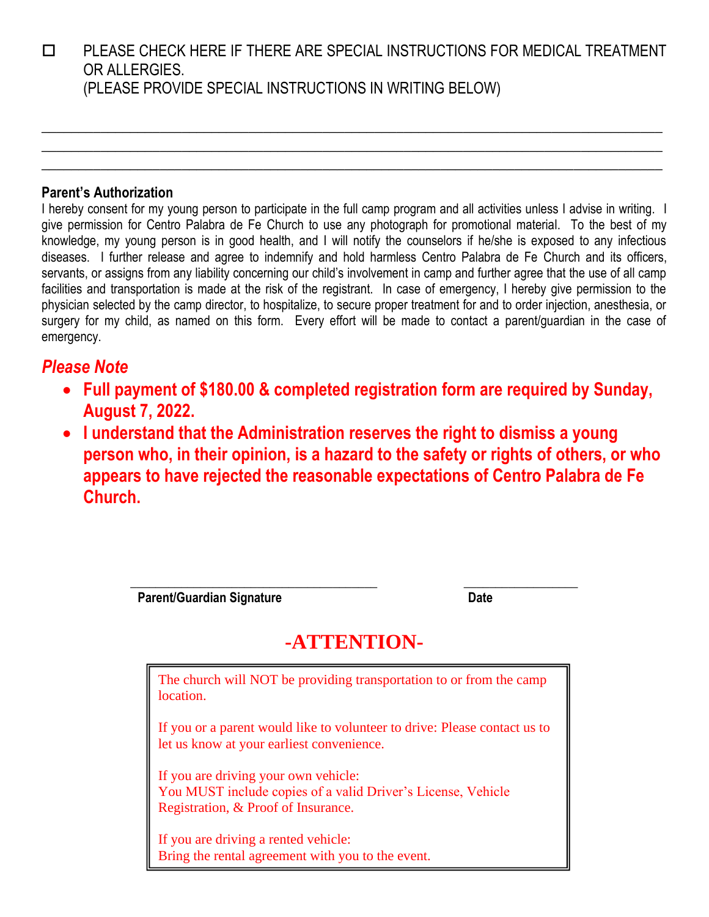☐ PLEASE CHECK HERE IF THERE ARE SPECIAL INSTRUCTIONS FOR MEDICAL TREATMENT OR ALLERGIES.
(PLEASE PROVIDE SPECIAL INSTRUCTIONS IN WRITING BELOW)

\_\_\_\_\_\_\_\_\_\_\_\_\_\_\_\_\_\_\_\_\_\_\_\_\_\_\_\_\_\_\_\_\_\_\_\_\_\_\_\_\_\_\_\_\_\_\_\_\_\_\_\_\_\_\_\_\_\_\_\_\_\_\_\_\_\_\_\_\_\_\_\_\_\_\_\_\_\_\_\_
\_\_\_\_\_\_\_\_\_\_\_\_\_\_\_\_\_\_\_\_\_\_\_\_\_\_\_\_\_\_\_\_\_\_\_\_\_\_\_\_\_\_\_\_\_\_\_\_\_\_\_\_\_\_\_\_\_\_\_\_\_\_\_\_\_\_\_\_\_\_\_\_\_\_\_\_\_\_\_\_
\_\_\_\_\_\_\_\_\_\_\_\_\_\_\_\_\_\_\_\_\_\_\_\_\_\_\_\_\_\_\_\_\_\_\_\_\_\_\_\_\_\_\_\_\_\_\_\_\_\_\_\_\_\_\_\_\_\_\_\_\_\_\_\_\_\_\_\_\_\_\_\_\_\_\_\_\_\_\_\_

**Parent's Authorization**

I hereby consent for my young person to participate in the full camp program and all activities unless I advise in writing. I give permission for Centro Palabra de Fe Church to use any photograph for promotional material. To the best of my knowledge, my young person is in good health, and I will notify the counselors if he/she is exposed to any infectious diseases. I further release and agree to indemnify and hold harmless Centro Palabra de Fe Church and its officers, servants, or assigns from any liability concerning our child's involvement in camp and further agree that the use of all camp facilities and transportation is made at the risk of the registrant. In case of emergency, I hereby give permission to the physician selected by the camp director, to hospitalize, to secure proper treatment for and to order injection, anesthesia, or surgery for my child, as named on this form. Every effort will be made to contact a parent/guardian in the case of emergency.

***Please Note***

- **Full payment of $180.00 & completed registration form are required by Sunday, August 7, 2022.**
- **I understand that the Administration reserves the right to dismiss a young person who, in their opinion, is a hazard to the safety or rights of others, or who appears to have rejected the reasonable expectations of Centro Palabra de Fe Church.**

\_\_\_\_\_\_\_\_\_\_\_\_\_\_\_\_\_\_\_\_\_\_\_\_\_\_\_\_\_\_\_\_\_\_\_\_ \_\_\_\_\_\_\_\_\_\_\_\_\_\_\_\_\_\_

**Parent/Guardian Signature** **Date**

# -ATTENTION-

The church will NOT be providing transportation to or from the camp location.

If you or a parent would like to volunteer to drive: Please contact us to let us know at your earliest convenience.

If you are driving your own vehicle:
You MUST include copies of a valid Driver's License, Vehicle Registration, & Proof of Insurance.

If you are driving a rented vehicle:
Bring the rental agreement with you to the event.